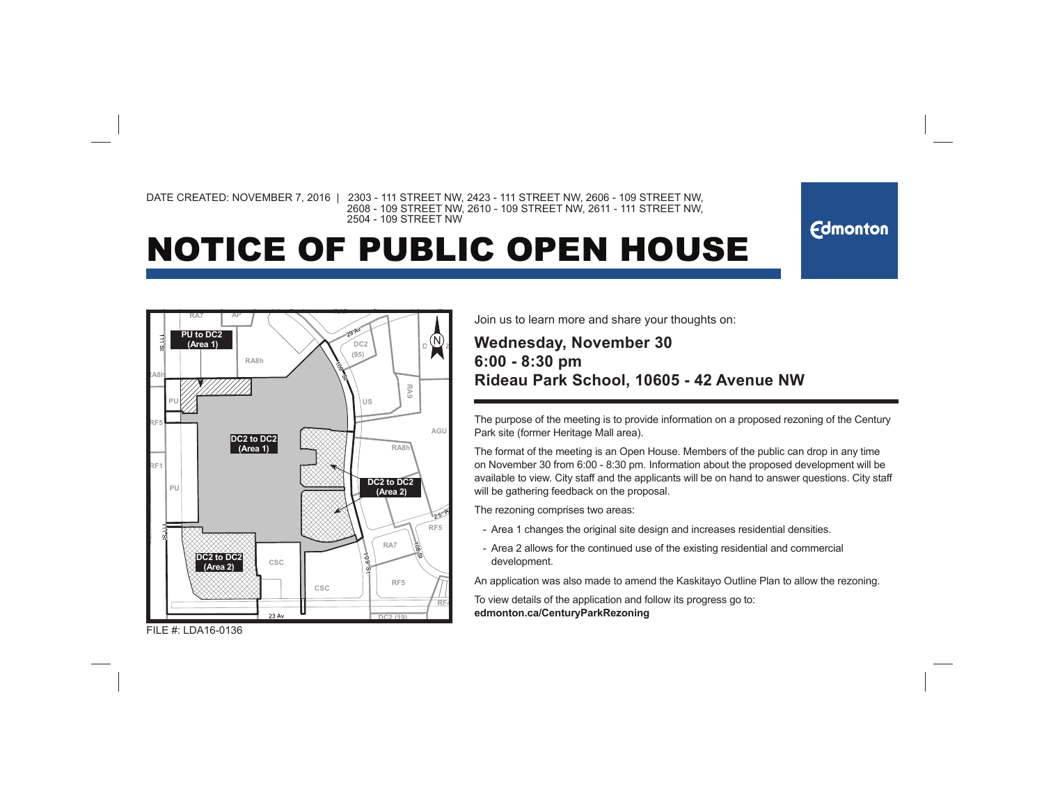DATE CREATED: NOVEMBER 7, 2016 | 2303 - 111 STREET NW, 2423 - 111 STREET NW, 2606 - 109 STREET NW, 2608 - 109 STREET NW, 2610 - 109 STREET NW, 2611 - 111 STREET NW, 2504 - 109 STREET NW

Edmonton

# NOTICE OF PUBLIC OPEN HOUSE

FILE #: LDA16-0136

Join us to learn more and share your thoughts on:

**Wednesday, November 30**
**6:00 - 8:30 pm**
**Rideau Park School, 10605 - 42 Avenue NW**

The purpose of the meeting is to provide information on a proposed rezoning of the Century Park site (former Heritage Mall area).

The format of the meeting is an Open House. Members of the public can drop in any time on November 30 from 6:00 - 8:30 pm. Information about the proposed development will be available to view. City staff and the applicants will be on hand to answer questions. City staff will be gathering feedback on the proposal.

The rezoning comprises two areas:

- Area 1 changes the original site design and increases residential densities.
- Area 2 allows for the continued use of the existing residential and commercial development.

An application was also made to amend the Kaskitayo Outline Plan to allow the rezoning.

To view details of the application and follow its progress go to:
**edmonton.ca/CenturyParkRezoning**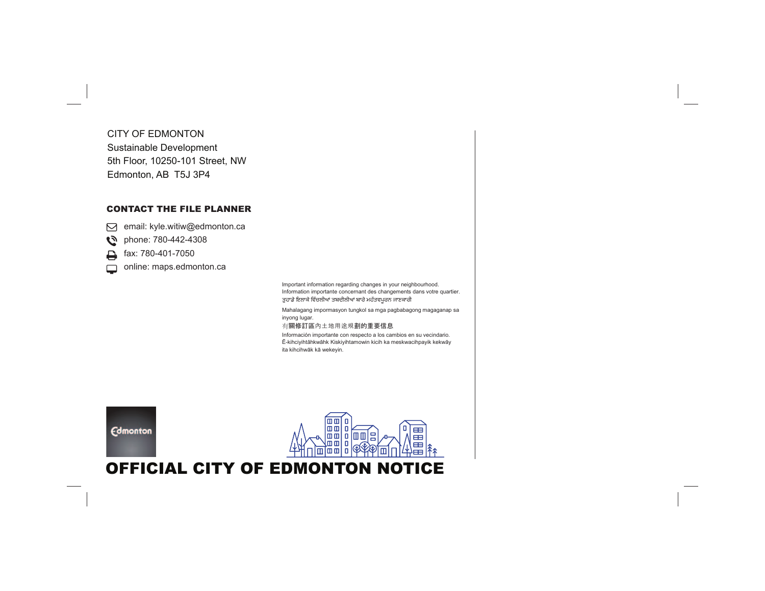CITY OF EDMONTON
Sustainable Development
5th Floor, 10250-101 Street, NW
Edmonton, AB  T5J 3P4

## CONTACT THE FILE PLANNER

- email: kyle.witiw@edmonton.ca
- phone: 780-442-4308
- fax: 780-401-7050
- online: maps.edmonton.ca

Important information regarding changes in your neighbourhood.
Information importante concernant des changements dans votre quartier.
ਤੁਹਾਡੇ ਇਲਾਕੇ ਵਿੱਚਲੀਆਂ ਤਬਦੀਲੀਆਂ ਬਾਰੇ ਮਹੱਤਵਪੂਰਨ ਜਾਣਕਾਰੀ
Mahalagang impormasyon tungkol sa mga pagbabagong magaganap sa inyong lugar.
有關修訂區內土地用途規劃的重要信息
Información importante con respecto a los cambios en su vecindario.
Ê-kihciyihtâhkwâhk Kiskiyihtamowin kicih ka meskwacihpayik kekwây ita kihcihwâk kâ wekeyin.

Edmonton

# OFFICIAL CITY OF EDMONTON NOTICE